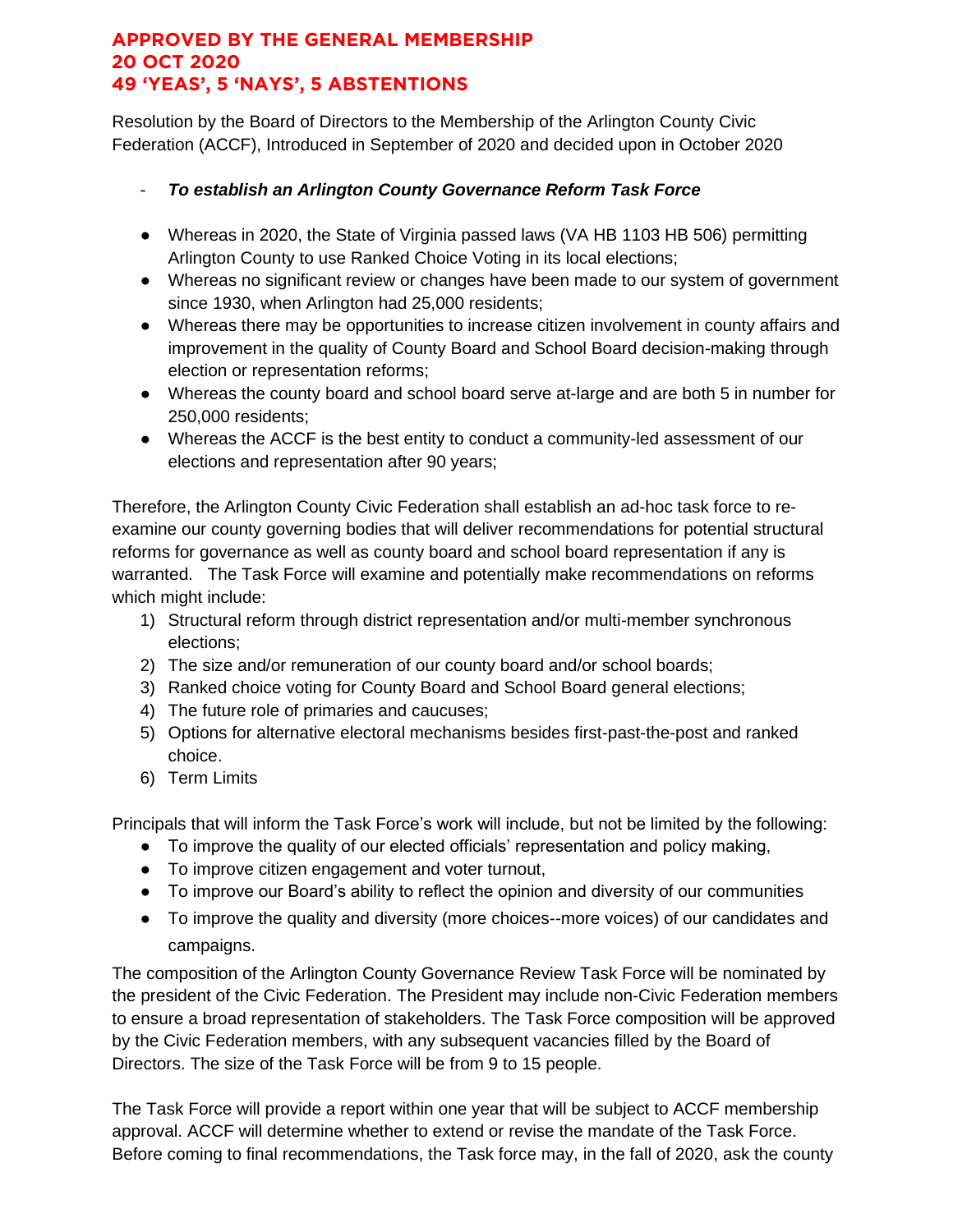**APPROVED BY THE GENERAL MEMBERSHIP**
**20 OCT 2020**
**49 'YEAS', 5 'NAYS', 5 ABSTENTIONS**

Resolution by the Board of Directors to the Membership of the Arlington County Civic Federation (ACCF), Introduced in September of 2020 and decided upon in October 2020

- ***To establish an Arlington County Governance Reform Task Force***

- Whereas in 2020, the State of Virginia passed laws (VA HB 1103 HB 506) permitting Arlington County to use Ranked Choice Voting in its local elections;
- Whereas no significant review or changes have been made to our system of government since 1930, when Arlington had 25,000 residents;
- Whereas there may be opportunities to increase citizen involvement in county affairs and improvement in the quality of County Board and School Board decision-making through election or representation reforms;
- Whereas the county board and school board serve at-large and are both 5 in number for 250,000 residents;
- Whereas the ACCF is the best entity to conduct a community-led assessment of our elections and representation after 90 years;

Therefore, the Arlington County Civic Federation shall establish an ad-hoc task force to re-examine our county governing bodies that will deliver recommendations for potential structural reforms for governance as well as county board and school board representation if any is warranted. The Task Force will examine and potentially make recommendations on reforms which might include:

1) Structural reform through district representation and/or multi-member synchronous elections;
2) The size and/or remuneration of our county board and/or school boards;
3) Ranked choice voting for County Board and School Board general elections;
4) The future role of primaries and caucuses;
5) Options for alternative electoral mechanisms besides first-past-the-post and ranked choice.
6) Term Limits

Principals that will inform the Task Force's work will include, but not be limited by the following:

- To improve the quality of our elected officials' representation and policy making,
- To improve citizen engagement and voter turnout,
- To improve our Board's ability to reflect the opinion and diversity of our communities
- To improve the quality and diversity (more choices--more voices) of our candidates and campaigns.

The composition of the Arlington County Governance Review Task Force will be nominated by the president of the Civic Federation. The President may include non-Civic Federation members to ensure a broad representation of stakeholders. The Task Force composition will be approved by the Civic Federation members, with any subsequent vacancies filled by the Board of Directors. The size of the Task Force will be from 9 to 15 people.

The Task Force will provide a report within one year that will be subject to ACCF membership approval. ACCF will determine whether to extend or revise the mandate of the Task Force. Before coming to final recommendations, the Task force may, in the fall of 2020, ask the county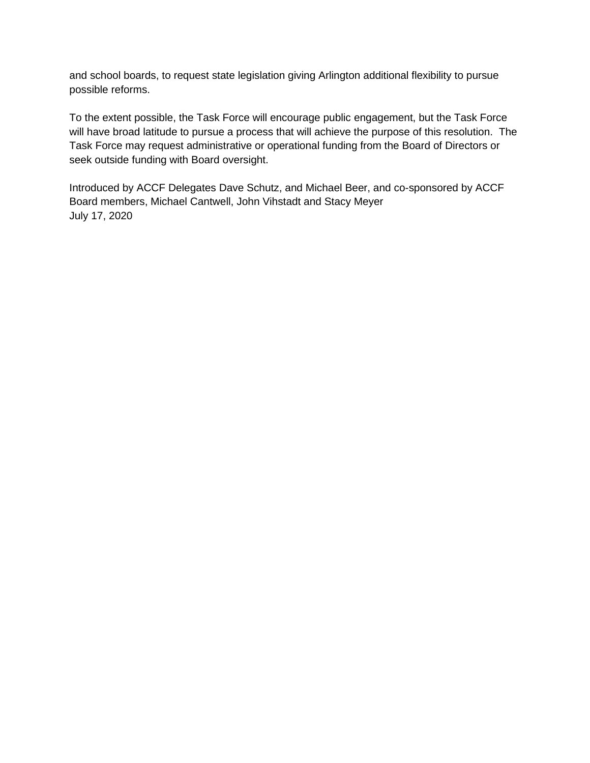and school boards, to request state legislation giving Arlington additional flexibility to pursue possible reforms.

To the extent possible, the Task Force will encourage public engagement, but the Task Force will have broad latitude to pursue a process that will achieve the purpose of this resolution. The Task Force may request administrative or operational funding from the Board of Directors or seek outside funding with Board oversight.

Introduced by ACCF Delegates Dave Schutz, and Michael Beer, and co-sponsored by ACCF Board members, Michael Cantwell, John Vihstadt and Stacy Meyer
July 17, 2020